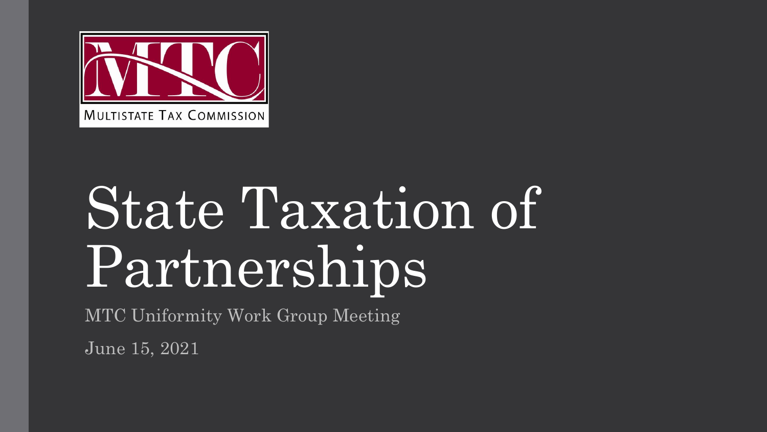MULTISTATE TAX COMMISSION

# State Taxation of Partnerships

MTC Uniformity Work Group Meeting

June 15, 2021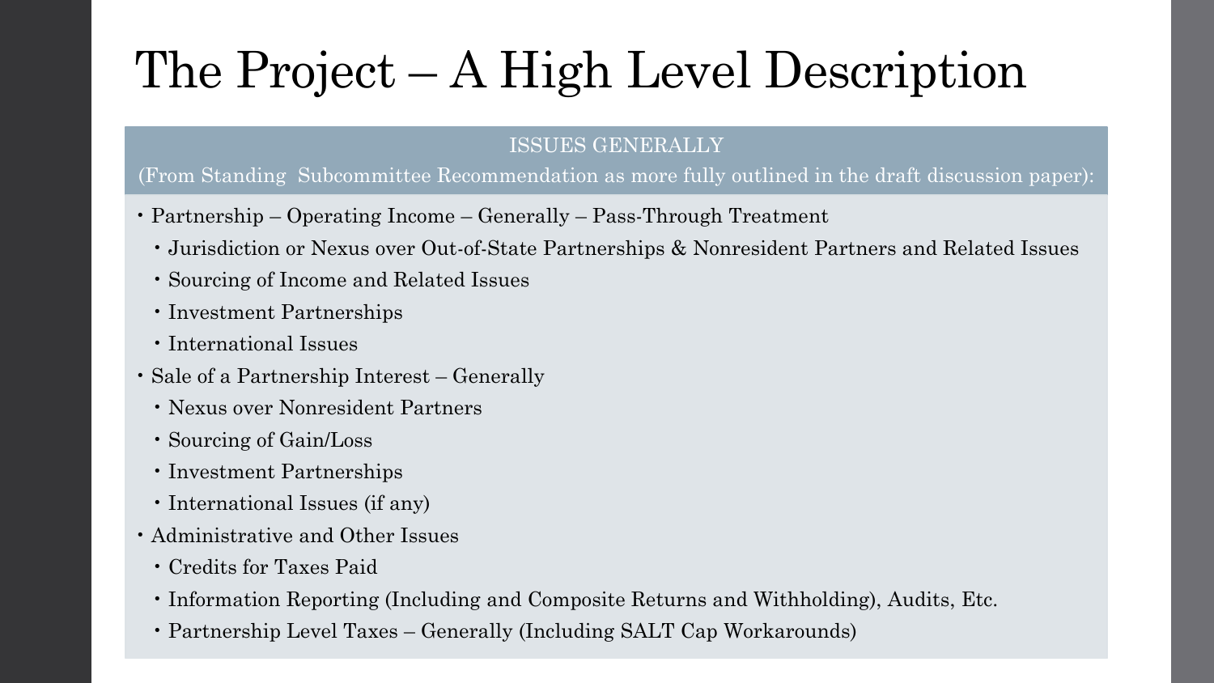# The Project – A High Level Description

ISSUES GENERALLY

(From Standing Subcommittee Recommendation as more fully outlined in the draft discussion paper):

- Partnership – Operating Income – Generally – Pass-Through Treatment
  - Jurisdiction or Nexus over Out-of-State Partnerships & Nonresident Partners and Related Issues
  - Sourcing of Income and Related Issues
  - Investment Partnerships
  - International Issues
- Sale of a Partnership Interest – Generally
  - Nexus over Nonresident Partners
  - Sourcing of Gain/Loss
  - Investment Partnerships
  - International Issues (if any)
- Administrative and Other Issues
  - Credits for Taxes Paid
  - Information Reporting (Including and Composite Returns and Withholding), Audits, Etc.
  - Partnership Level Taxes – Generally (Including SALT Cap Workarounds)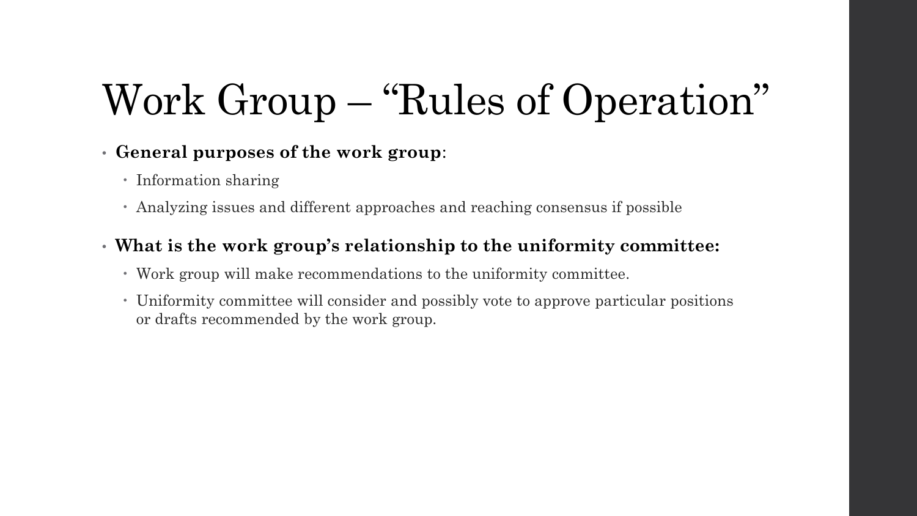# Work Group – "Rules of Operation"

- **General purposes of the work group**:
  - Information sharing
  - Analyzing issues and different approaches and reaching consensus if possible
- **What is the work group's relationship to the uniformity committee:**
  - Work group will make recommendations to the uniformity committee.
  - Uniformity committee will consider and possibly vote to approve particular positions or drafts recommended by the work group.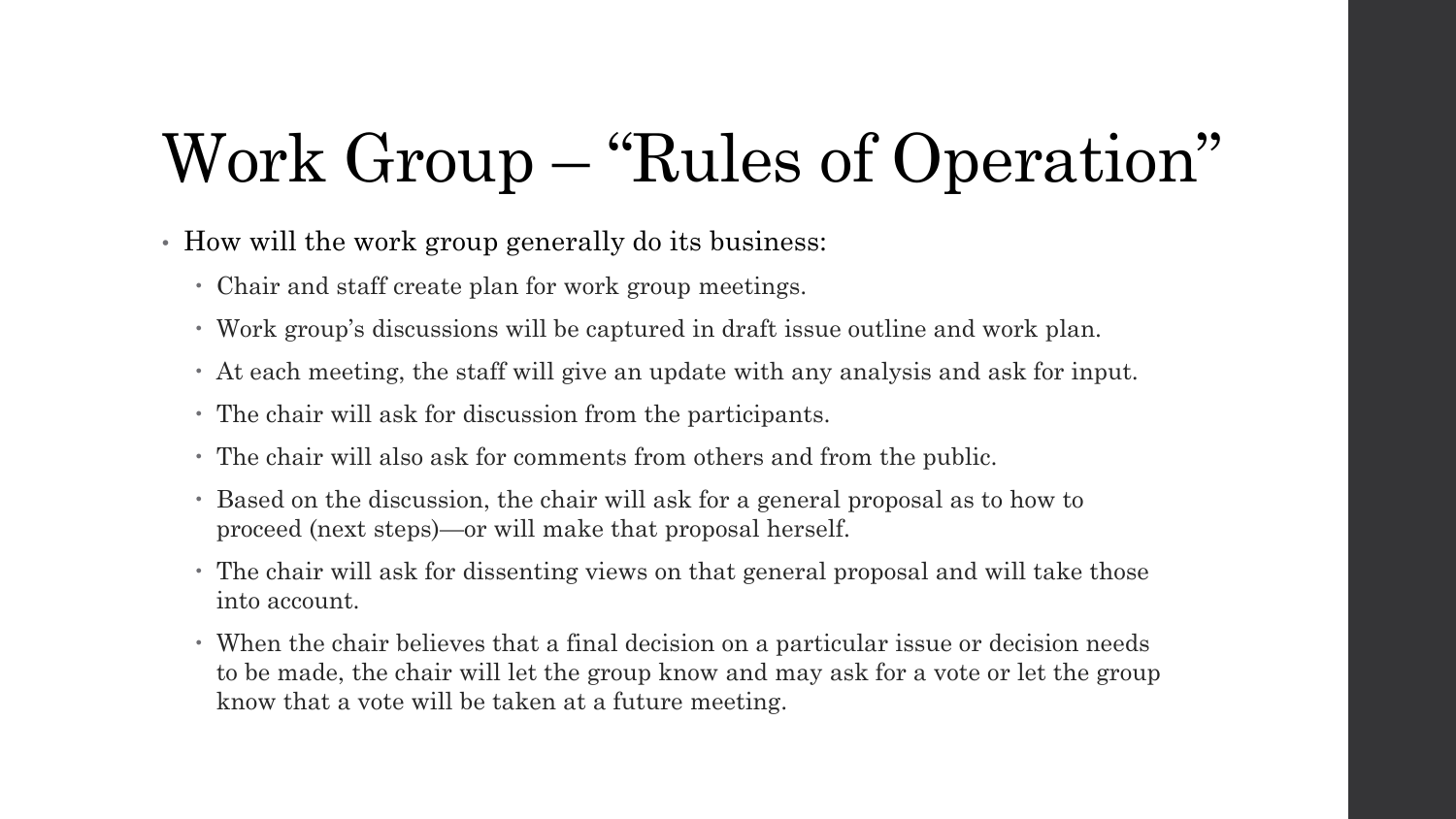# Work Group – "Rules of Operation"

- How will the work group generally do its business:
  - Chair and staff create plan for work group meetings.
  - Work group's discussions will be captured in draft issue outline and work plan.
  - At each meeting, the staff will give an update with any analysis and ask for input.
  - The chair will ask for discussion from the participants.
  - The chair will also ask for comments from others and from the public.
  - Based on the discussion, the chair will ask for a general proposal as to how to proceed (next steps)—or will make that proposal herself.
  - The chair will ask for dissenting views on that general proposal and will take those into account.
  - When the chair believes that a final decision on a particular issue or decision needs to be made, the chair will let the group know and may ask for a vote or let the group know that a vote will be taken at a future meeting.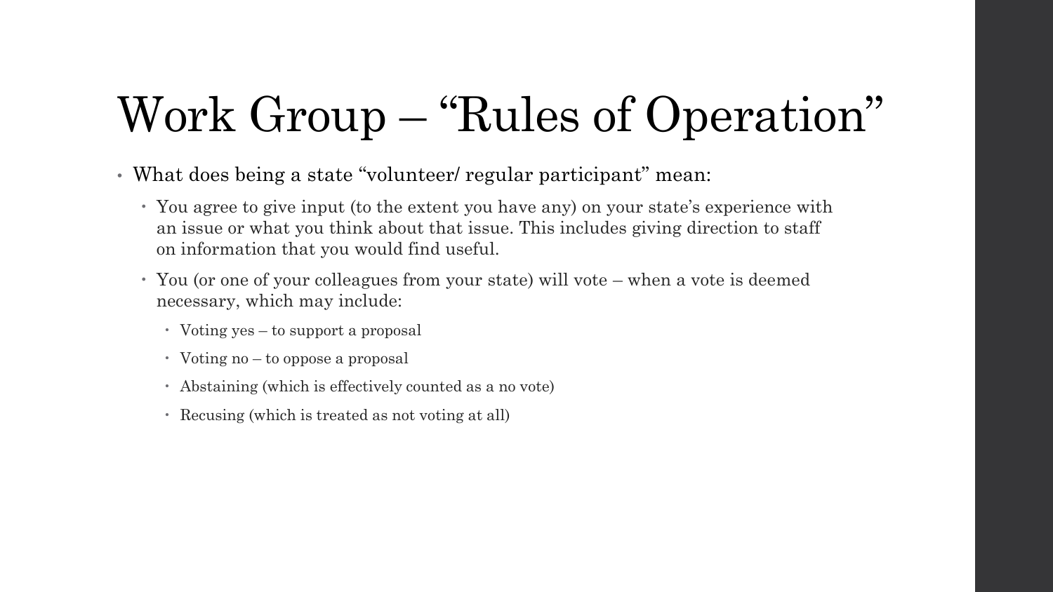# Work Group – "Rules of Operation"

- What does being a state "volunteer/ regular participant" mean:
  - You agree to give input (to the extent you have any) on your state's experience with an issue or what you think about that issue. This includes giving direction to staff on information that you would find useful.
  - You (or one of your colleagues from your state) will vote – when a vote is deemed necessary, which may include:
    - Voting yes – to support a proposal
    - Voting no – to oppose a proposal
    - Abstaining (which is effectively counted as a no vote)
    - Recusing (which is treated as not voting at all)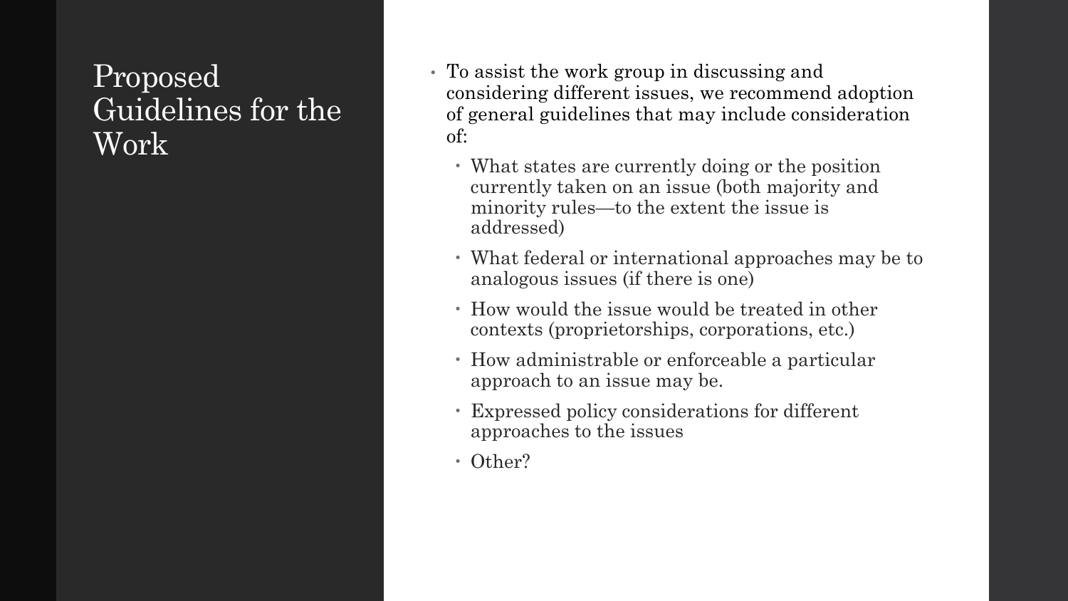# Proposed Guidelines for the Work

- To assist the work group in discussing and considering different issues, we recommend adoption of general guidelines that may include consideration of:
  - What states are currently doing or the position currently taken on an issue (both majority and minority rules—to the extent the issue is addressed)
  - What federal or international approaches may be to analogous issues (if there is one)
  - How would the issue would be treated in other contexts (proprietorships, corporations, etc.)
  - How administrable or enforceable a particular approach to an issue may be.
  - Expressed policy considerations for different approaches to the issues
  - Other?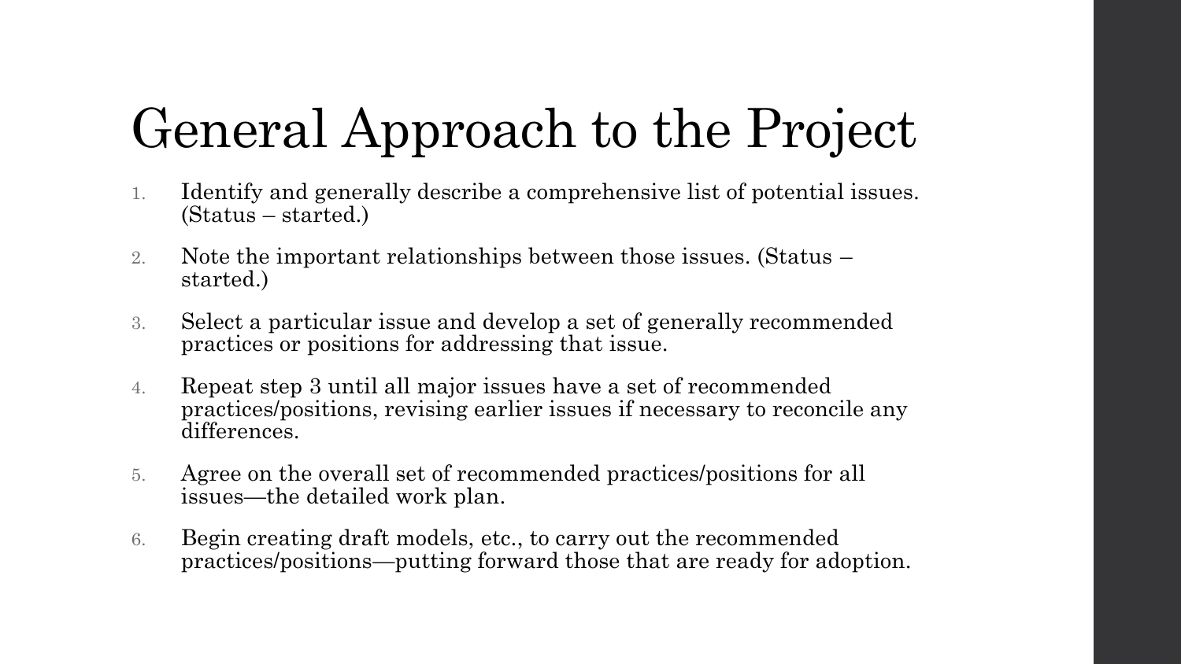# General Approach to the Project

1. Identify and generally describe a comprehensive list of potential issues. (Status – started.)
2. Note the important relationships between those issues. (Status – started.)
3. Select a particular issue and develop a set of generally recommended practices or positions for addressing that issue.
4. Repeat step 3 until all major issues have a set of recommended practices/positions, revising earlier issues if necessary to reconcile any differences.
5. Agree on the overall set of recommended practices/positions for all issues—the detailed work plan.
6. Begin creating draft models, etc., to carry out the recommended practices/positions—putting forward those that are ready for adoption.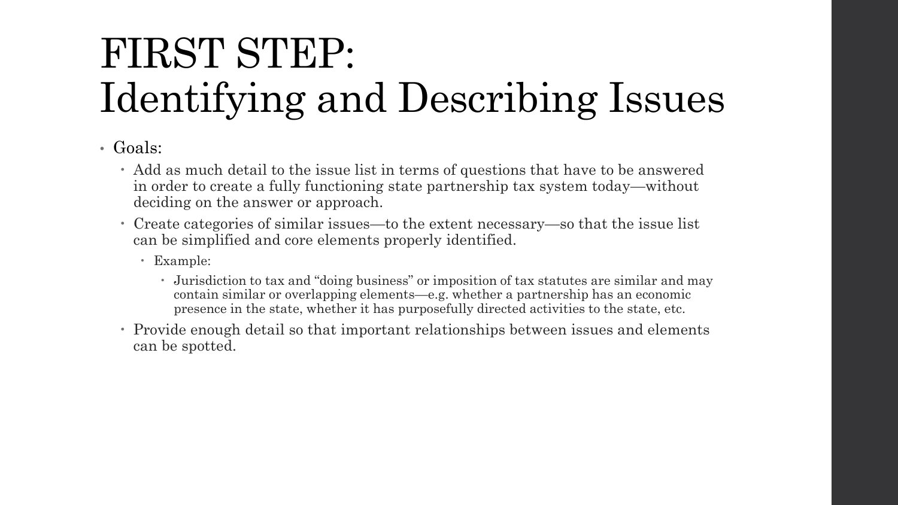# FIRST STEP: Identifying and Describing Issues

- Goals:
  - Add as much detail to the issue list in terms of questions that have to be answered in order to create a fully functioning state partnership tax system today—without deciding on the answer or approach.
  - Create categories of similar issues—to the extent necessary—so that the issue list can be simplified and core elements properly identified.
    - Example:
      - Jurisdiction to tax and "doing business" or imposition of tax statutes are similar and may contain similar or overlapping elements—e.g. whether a partnership has an economic presence in the state, whether it has purposefully directed activities to the state, etc.
  - Provide enough detail so that important relationships between issues and elements can be spotted.